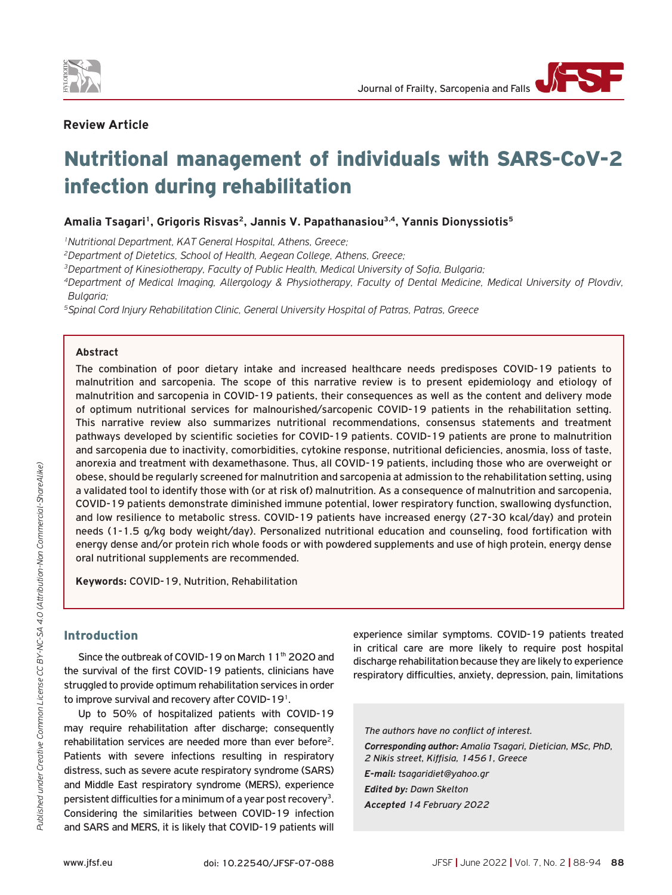**Review Article**

# Nutritional management of individuals with SARS-CoV-2 infection during rehabilitation

**Amalia Tsagari[1], Grigoris Risvas[2], Jannis V. Papathanasiou[3,4], Yannis Dionyssiotis[5]**

[1]*Nutritional Department, KAT General Hospital, Athens, Greece;*

[2]*Department of Dietetics, School of Health, Aegean College, Athens, Greece;*

[3]*Department of Kinesiotherapy, Faculty of Public Health, Medical University of Sofia, Bulgaria;*

[4]*Department of Medical Imaging, Allergology & Physiotherapy, Faculty of Dental Medicine, Medical University of Plovdiv, Bulgaria;*

[5]*Spinal Cord Injury Rehabilitation Clinic, General University Hospital of Patras, Patras, Greece*

## Abstract

The combination of poor dietary intake and increased healthcare needs predisposes COVID-19 patients to malnutrition and sarcopenia. The scope of this narrative review is to present epidemiology and etiology of malnutrition and sarcopenia in COVID-19 patients, their consequences as well as the content and delivery mode of optimum nutritional services for malnourished/sarcopenic COVID-19 patients in the rehabilitation setting. This narrative review also summarizes nutritional recommendations, consensus statements and treatment pathways developed by scientific societies for COVID-19 patients. COVID-19 patients are prone to malnutrition and sarcopenia due to inactivity, comorbidities, cytokine response, nutritional deficiencies, anosmia, loss of taste, anorexia and treatment with dexamethasone. Thus, all COVID-19 patients, including those who are overweight or obese, should be regularly screened for malnutrition and sarcopenia at admission to the rehabilitation setting, using a validated tool to identify those with (or at risk of) malnutrition. As a consequence of malnutrition and sarcopenia, COVID-19 patients demonstrate diminished immune potential, lower respiratory function, swallowing dysfunction, and low resilience to metabolic stress. COVID-19 patients have increased energy (27-30 kcal/day) and protein needs (1-1.5 g/kg body weight/day). Personalized nutritional education and counseling, food fortification with energy dense and/or protein rich whole foods or with powdered supplements and use of high protein, energy dense oral nutritional supplements are recommended.

**Keywords:** COVID-19, Nutrition, Rehabilitation

## Introduction

Since the outbreak of COVID-19 on March 11th 2020 and the survival of the first COVID-19 patients, clinicians have struggled to provide optimum rehabilitation services in order to improve survival and recovery after COVID-19[1].

Up to 50% of hospitalized patients with COVID-19 may require rehabilitation after discharge; consequently rehabilitation services are needed more than ever before[2]. Patients with severe infections resulting in respiratory distress, such as severe acute respiratory syndrome (SARS) and Middle East respiratory syndrome (MERS), experience persistent difficulties for a minimum of a year post recovery[3]. Considering the similarities between COVID-19 infection and SARS and MERS, it is likely that COVID-19 patients will experience similar symptoms. COVID-19 patients treated in critical care are more likely to require post hospital discharge rehabilitation because they are likely to experience respiratory difficulties, anxiety, depression, pain, limitations

*The authors have no conflict of interest.*

***Corresponding author:*** *Amalia Tsagari, Dietician, MSc, PhD, 2 Nikis street, Kiffisia, 14561, Greece*

***E-mail:*** *tsagaridiet@yahoo.gr*

***Edited by:*** *Dawn Skelton*

***Accepted*** *14 February 2022*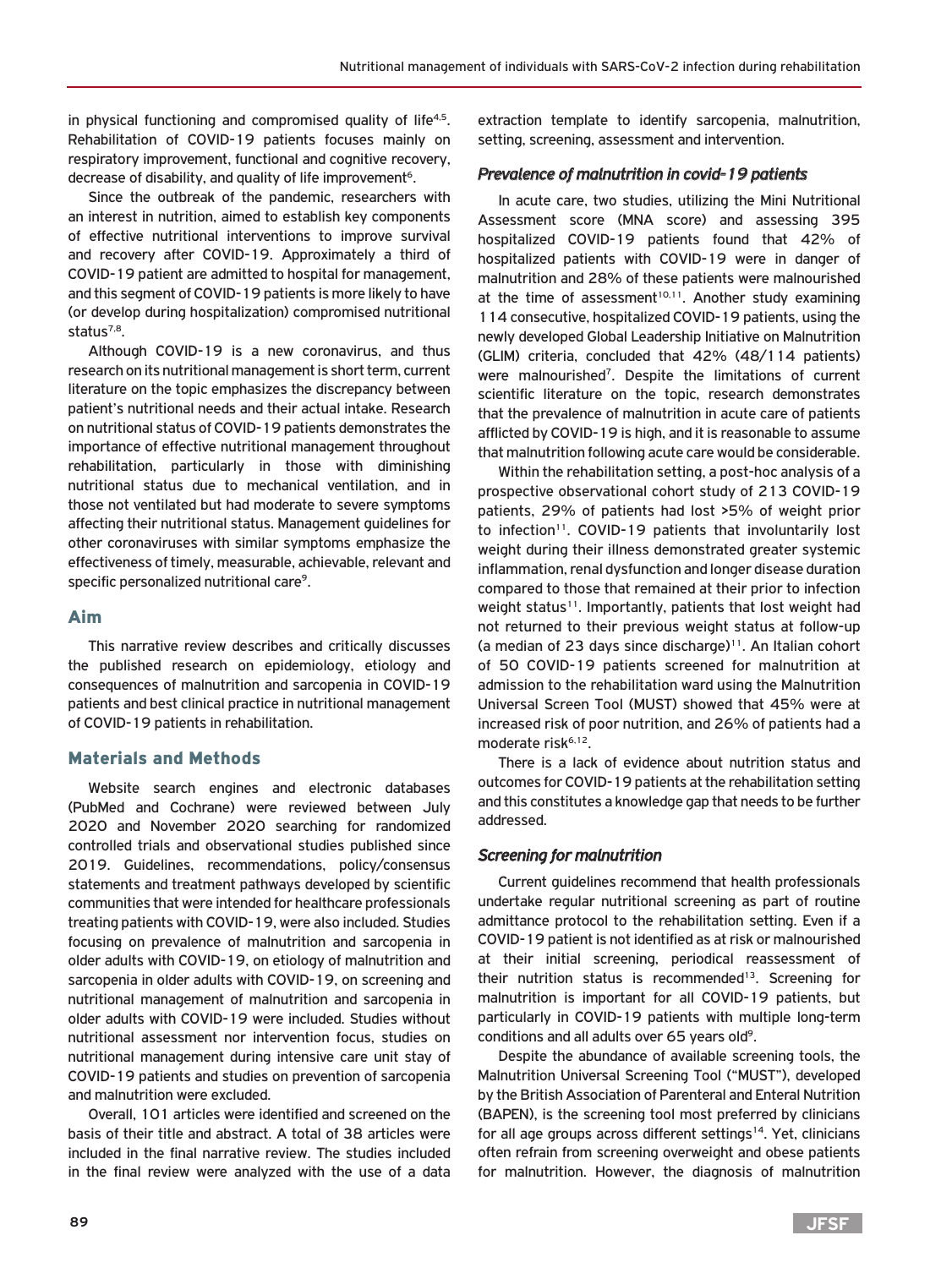in physical functioning and compromised quality of life[4,5]. Rehabilitation of COVID-19 patients focuses mainly on respiratory improvement, functional and cognitive recovery, decrease of disability, and quality of life improvement[6].

Since the outbreak of the pandemic, researchers with an interest in nutrition, aimed to establish key components of effective nutritional interventions to improve survival and recovery after COVID-19. Approximately a third of COVID-19 patient are admitted to hospital for management, and this segment of COVID-19 patients is more likely to have (or develop during hospitalization) compromised nutritional status[7,8].

Although COVID-19 is a new coronavirus, and thus research on its nutritional management is short term, current literature on the topic emphasizes the discrepancy between patient's nutritional needs and their actual intake. Research on nutritional status of COVID-19 patients demonstrates the importance of effective nutritional management throughout rehabilitation, particularly in those with diminishing nutritional status due to mechanical ventilation, and in those not ventilated but had moderate to severe symptoms affecting their nutritional status. Management guidelines for other coronaviruses with similar symptoms emphasize the effectiveness of timely, measurable, achievable, relevant and specific personalized nutritional care[9].

## Aim

This narrative review describes and critically discusses the published research on epidemiology, etiology and consequences of malnutrition and sarcopenia in COVID-19 patients and best clinical practice in nutritional management of COVID-19 patients in rehabilitation.

## Materials and Methods

Website search engines and electronic databases (PubMed and Cochrane) were reviewed between July 2020 and November 2020 searching for randomized controlled trials and observational studies published since 2019. Guidelines, recommendations, policy/consensus statements and treatment pathways developed by scientific communities that were intended for healthcare professionals treating patients with COVID-19, were also included. Studies focusing on prevalence of malnutrition and sarcopenia in older adults with COVID-19, on etiology of malnutrition and sarcopenia in older adults with COVID-19, on screening and nutritional management of malnutrition and sarcopenia in older adults with COVID-19 were included. Studies without nutritional assessment nor intervention focus, studies on nutritional management during intensive care unit stay of COVID-19 patients and studies on prevention of sarcopenia and malnutrition were excluded.

Overall, 101 articles were identified and screened on the basis of their title and abstract. A total of 38 articles were included in the final narrative review. The studies included in the final review were analyzed with the use of a data extraction template to identify sarcopenia, malnutrition, setting, screening, assessment and intervention.

### *Prevalence of malnutrition in covid-19 patients*

In acute care, two studies, utilizing the Mini Nutritional Assessment score (MNA score) and assessing 395 hospitalized COVID-19 patients found that 42% of hospitalized patients with COVID-19 were in danger of malnutrition and 28% of these patients were malnourished at the time of assessment[10,11]. Another study examining 114 consecutive, hospitalized COVID-19 patients, using the newly developed Global Leadership Initiative on Malnutrition (GLIM) criteria, concluded that 42% (48/114 patients) were malnourished[7]. Despite the limitations of current scientific literature on the topic, research demonstrates that the prevalence of malnutrition in acute care of patients afflicted by COVID-19 is high, and it is reasonable to assume that malnutrition following acute care would be considerable.

Within the rehabilitation setting, a post-hoc analysis of a prospective observational cohort study of 213 COVID-19 patients, 29% of patients had lost >5% of weight prior to infection[11]. COVID-19 patients that involuntarily lost weight during their illness demonstrated greater systemic inflammation, renal dysfunction and longer disease duration compared to those that remained at their prior to infection weight status[11]. Importantly, patients that lost weight had not returned to their previous weight status at follow-up (a median of 23 days since discharge)[11]. An Italian cohort of 50 COVID-19 patients screened for malnutrition at admission to the rehabilitation ward using the Malnutrition Universal Screen Tool (MUST) showed that 45% were at increased risk of poor nutrition, and 26% of patients had a moderate risk[6,12].

There is a lack of evidence about nutrition status and outcomes for COVID-19 patients at the rehabilitation setting and this constitutes a knowledge gap that needs to be further addressed.

### *Screening for malnutrition*

Current guidelines recommend that health professionals undertake regular nutritional screening as part of routine admittance protocol to the rehabilitation setting. Even if a COVID-19 patient is not identified as at risk or malnourished at their initial screening, periodical reassessment of their nutrition status is recommended[13]. Screening for malnutrition is important for all COVID-19 patients, but particularly in COVID-19 patients with multiple long-term conditions and all adults over 65 years old[9].

Despite the abundance of available screening tools, the Malnutrition Universal Screening Tool ("MUST"), developed by the British Association of Parenteral and Enteral Nutrition (BAPEN), is the screening tool most preferred by clinicians for all age groups across different settings[14]. Yet, clinicians often refrain from screening overweight and obese patients for malnutrition. However, the diagnosis of malnutrition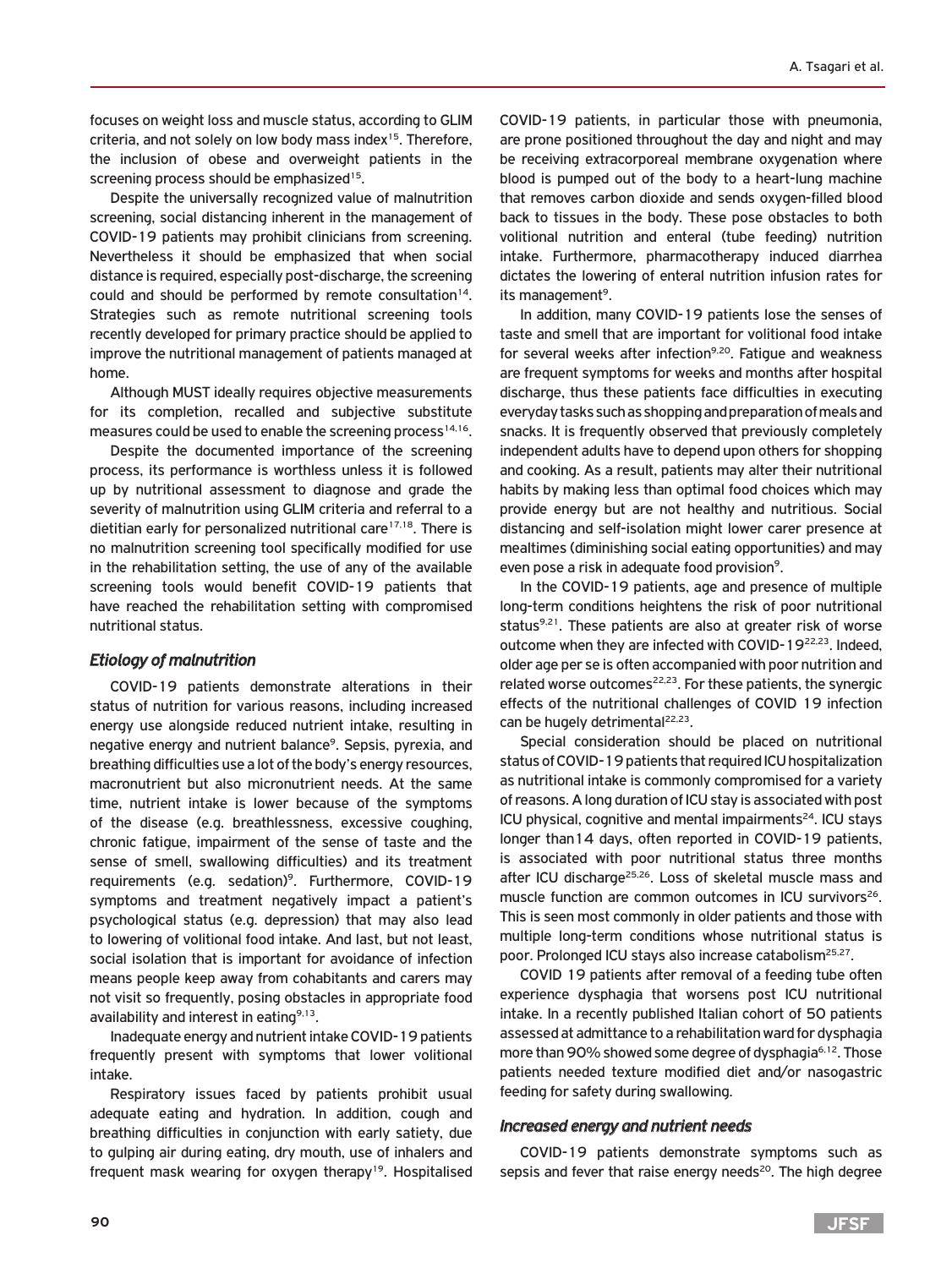focuses on weight loss and muscle status, according to GLIM criteria, and not solely on low body mass index[15]. Therefore, the inclusion of obese and overweight patients in the screening process should be emphasized[15].

Despite the universally recognized value of malnutrition screening, social distancing inherent in the management of COVID-19 patients may prohibit clinicians from screening. Nevertheless it should be emphasized that when social distance is required, especially post-discharge, the screening could and should be performed by remote consultation[14]. Strategies such as remote nutritional screening tools recently developed for primary practice should be applied to improve the nutritional management of patients managed at home.

Although MUST ideally requires objective measurements for its completion, recalled and subjective substitute measures could be used to enable the screening process[14,16].

Despite the documented importance of the screening process, its performance is worthless unless it is followed up by nutritional assessment to diagnose and grade the severity of malnutrition using GLIM criteria and referral to a dietitian early for personalized nutritional care[17,18]. There is no malnutrition screening tool specifically modified for use in the rehabilitation setting, the use of any of the available screening tools would benefit COVID-19 patients that have reached the rehabilitation setting with compromised nutritional status.

### *Etiology of malnutrition*

COVID-19 patients demonstrate alterations in their status of nutrition for various reasons, including increased energy use alongside reduced nutrient intake, resulting in negative energy and nutrient balance[9]. Sepsis, pyrexia, and breathing difficulties use a lot of the body's energy resources, macronutrient but also micronutrient needs. At the same time, nutrient intake is lower because of the symptoms of the disease (e.g. breathlessness, excessive coughing, chronic fatigue, impairment of the sense of taste and the sense of smell, swallowing difficulties) and its treatment requirements (e.g. sedation)[9]. Furthermore, COVID-19 symptoms and treatment negatively impact a patient's psychological status (e.g. depression) that may also lead to lowering of volitional food intake. And last, but not least, social isolation that is important for avoidance of infection means people keep away from cohabitants and carers may not visit so frequently, posing obstacles in appropriate food availability and interest in eating[9,13].

Inadequate energy and nutrient intake COVID-19 patients frequently present with symptoms that lower volitional intake.

Respiratory issues faced by patients prohibit usual adequate eating and hydration. In addition, cough and breathing difficulties in conjunction with early satiety, due to gulping air during eating, dry mouth, use of inhalers and frequent mask wearing for oxygen therapy[19]. Hospitalised COVID-19 patients, in particular those with pneumonia, are prone positioned throughout the day and night and may be receiving extracorporeal membrane oxygenation where blood is pumped out of the body to a heart-lung machine that removes carbon dioxide and sends oxygen-filled blood back to tissues in the body. These pose obstacles to both volitional nutrition and enteral (tube feeding) nutrition intake. Furthermore, pharmacotherapy induced diarrhea dictates the lowering of enteral nutrition infusion rates for its management[9].

In addition, many COVID-19 patients lose the senses of taste and smell that are important for volitional food intake for several weeks after infection[9,20]. Fatigue and weakness are frequent symptoms for weeks and months after hospital discharge, thus these patients face difficulties in executing everyday tasks such as shopping and preparation of meals and snacks. It is frequently observed that previously completely independent adults have to depend upon others for shopping and cooking. As a result, patients may alter their nutritional habits by making less than optimal food choices which may provide energy but are not healthy and nutritious. Social distancing and self-isolation might lower carer presence at mealtimes (diminishing social eating opportunities) and may even pose a risk in adequate food provision[9].

In the COVID-19 patients, age and presence of multiple long-term conditions heightens the risk of poor nutritional status[9,21]. These patients are also at greater risk of worse outcome when they are infected with COVID-19[22,23]. Indeed, older age per se is often accompanied with poor nutrition and related worse outcomes[22,23]. For these patients, the synergic effects of the nutritional challenges of COVID 19 infection can be hugely detrimental[22,23].

Special consideration should be placed on nutritional status of COVID-19 patients that required ICU hospitalization as nutritional intake is commonly compromised for a variety of reasons. A long duration of ICU stay is associated with post ICU physical, cognitive and mental impairments[24]. ICU stays longer than14 days, often reported in COVID-19 patients, is associated with poor nutritional status three months after ICU discharge[25,26]. Loss of skeletal muscle mass and muscle function are common outcomes in ICU survivors[26]. This is seen most commonly in older patients and those with multiple long-term conditions whose nutritional status is poor. Prolonged ICU stays also increase catabolism[25,27].

COVID 19 patients after removal of a feeding tube often experience dysphagia that worsens post ICU nutritional intake. In a recently published Italian cohort of 50 patients assessed at admittance to a rehabilitation ward for dysphagia more than 90% showed some degree of dysphagia[6,12]. Those patients needed texture modified diet and/or nasogastric feeding for safety during swallowing.

### *Increased energy and nutrient needs*

COVID-19 patients demonstrate symptoms such as sepsis and fever that raise energy needs[20]. The high degree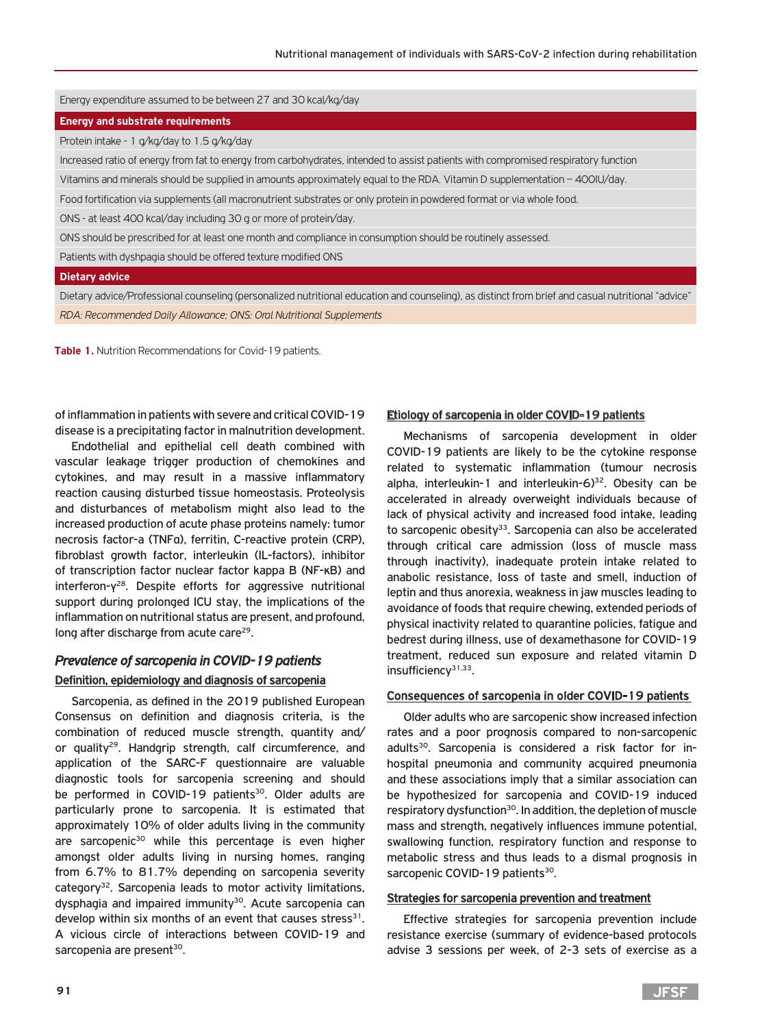| Energy expenditure assumed to be between 27 and 30 kcal/kg/day |
|---|
| **Energy and substrate requirements** |
| Protein intake - 1 g/kg/day to 1.5 g/kg/day |
| Increased ratio of energy from fat to energy from carbohydrates, intended to assist patients with compromised respiratory function |
| Vitamins and minerals should be supplied in amounts approximately equal to the RDA. Vitamin D supplementation – 400IU/day. |
| Food fortification via supplements (all macronutrient substrates or only protein in powdered format or via whole food. |
| ONS - at least 400 kcal/day including 30 g or more of protein/day. |
| ONS should be prescribed for at least one month and compliance in consumption should be routinely assessed. |
| Patients with dyshpagia should be offered texture modified ONS |
| **Dietary advice** |
| Dietary advice/Professional counseling (personalized nutritional education and counseling), as distinct from brief and casual nutritional "advice" |
| *RDA: Recommended Daily Allowance; ONS: Oral Nutritional Supplements* |

**Table 1.** Nutrition Recommendations for Covid-19 patients.

of inflammation in patients with severe and critical COVID-19 disease is a precipitating factor in malnutrition development.

Endothelial and epithelial cell death combined with vascular leakage trigger production of chemokines and cytokines, and may result in a massive inflammatory reaction causing disturbed tissue homeostasis. Proteolysis and disturbances of metabolism might also lead to the increased production of acute phase proteins namely: tumor necrosis factor-a (TNFα), ferritin, C-reactive protein (CRP), fibroblast growth factor, interleukin (IL-factors), inhibitor of transcription factor nuclear factor kappa B (NF-κB) and interferon-γ[28]. Despite efforts for aggressive nutritional support during prolonged ICU stay, the implications of the inflammation on nutritional status are present, and profound, long after discharge from acute care[29].

### *Prevalence of sarcopenia in COVID-19 patients*

#### Definition, epidemiology and diagnosis of sarcopenia

Sarcopenia, as defined in the 2019 published European Consensus on definition and diagnosis criteria, is the combination of reduced muscle strength, quantity and/or quality[29]. Handgrip strength, calf circumference, and application of the SARC-F questionnaire are valuable diagnostic tools for sarcopenia screening and should be performed in COVID-19 patients[30]. Older adults are particularly prone to sarcopenia. It is estimated that approximately 10% of older adults living in the community are sarcopenic[30] while this percentage is even higher amongst older adults living in nursing homes, ranging from 6.7% to 81.7% depending on sarcopenia severity category[32]. Sarcopenia leads to motor activity limitations, dysphagia and impaired immunity[30]. Acute sarcopenia can develop within six months of an event that causes stress[31]. A vicious circle of interactions between COVID-19 and sarcopenia are present[30].

#### Etiology of sarcopenia in older COVID-19 patients

Mechanisms of sarcopenia development in older COVID-19 patients are likely to be the cytokine response related to systematic inflammation (tumour necrosis alpha, interleukin-1 and interleukin-6)[32]. Obesity can be accelerated in already overweight individuals because of lack of physical activity and increased food intake, leading to sarcopenic obesity[33]. Sarcopenia can also be accelerated through critical care admission (loss of muscle mass through inactivity), inadequate protein intake related to anabolic resistance, loss of taste and smell, induction of leptin and thus anorexia, weakness in jaw muscles leading to avoidance of foods that require chewing, extended periods of physical inactivity related to quarantine policies, fatigue and bedrest during illness, use of dexamethasone for COVID-19 treatment, reduced sun exposure and related vitamin D insufficiency[31,33].

#### Consequences of sarcopenia in older COVID-19 patients

Older adults who are sarcopenic show increased infection rates and a poor prognosis compared to non-sarcopenic adults[30]. Sarcopenia is considered a risk factor for in-hospital pneumonia and community acquired pneumonia and these associations imply that a similar association can be hypothesized for sarcopenia and COVID-19 induced respiratory dysfunction[30]. In addition, the depletion of muscle mass and strength, negatively influences immune potential, swallowing function, respiratory function and response to metabolic stress and thus leads to a dismal prognosis in sarcopenic COVID-19 patients[30].

#### Strategies for sarcopenia prevention and treatment

Effective strategies for sarcopenia prevention include resistance exercise (summary of evidence-based protocols advise 3 sessions per week, of 2-3 sets of exercise as a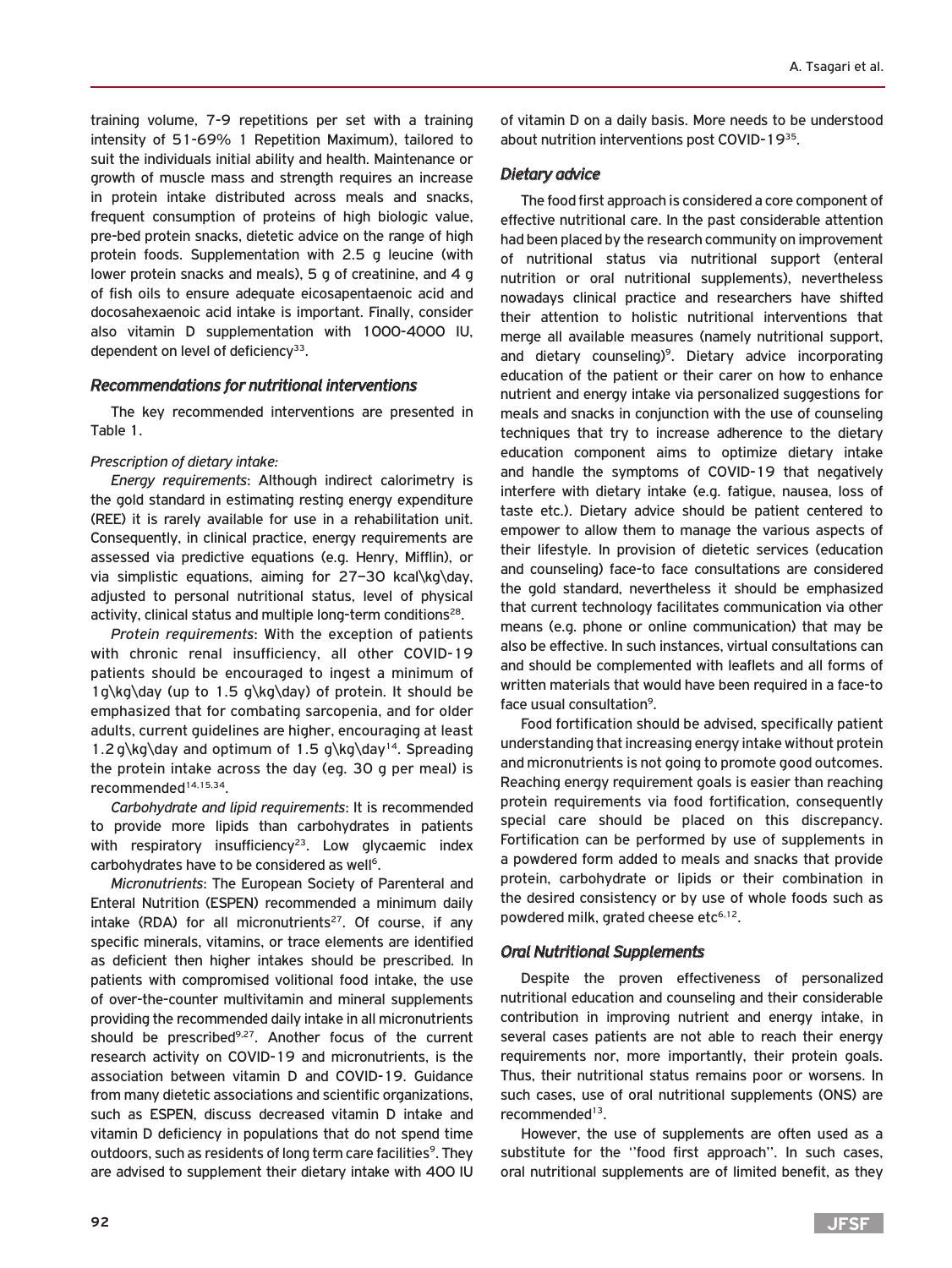training volume, 7-9 repetitions per set with a training intensity of 51-69% 1 Repetition Maximum), tailored to suit the individuals initial ability and health. Maintenance or growth of muscle mass and strength requires an increase in protein intake distributed across meals and snacks, frequent consumption of proteins of high biologic value, pre-bed protein snacks, dietetic advice on the range of high protein foods. Supplementation with 2.5 g leucine (with lower protein snacks and meals), 5 g of creatinine, and 4 g of fish oils to ensure adequate eicosapentaenoic acid and docosahexaenoic acid intake is important. Finally, consider also vitamin D supplementation with 1000-4000 IU, dependent on level of deficiency[33].

### Recommendations for nutritional interventions

The key recommended interventions are presented in Table 1.

*Prescription of dietary intake:*

*Energy requirements*: Although indirect calorimetry is the gold standard in estimating resting energy expenditure (REE) it is rarely available for use in a rehabilitation unit. Consequently, in clinical practice, energy requirements are assessed via predictive equations (e.g. Henry, Mifflin), or via simplistic equations, aiming for 27–30 kcal\kg\day, adjusted to personal nutritional status, level of physical activity, clinical status and multiple long-term conditions[28].

*Protein requirements*: With the exception of patients with chronic renal insufficiency, all other COVID-19 patients should be encouraged to ingest a minimum of 1g\kg\day (up to 1.5 g\kg\day) of protein. It should be emphasized that for combating sarcopenia, and for older adults, current guidelines are higher, encouraging at least 1.2 g\kg\day and optimum of 1.5 g\kg\day[14]. Spreading the protein intake across the day (eg. 30 g per meal) is recommended[14,15,34].

*Carbohydrate and lipid requirements*: It is recommended to provide more lipids than carbohydrates in patients with respiratory insufficiency[23]. Low glycaemic index carbohydrates have to be considered as well[6].

*Micronutrients*: The European Society of Parenteral and Enteral Nutrition (ESPEN) recommended a minimum daily intake (RDA) for all micronutrients[27]. Of course, if any specific minerals, vitamins, or trace elements are identified as deficient then higher intakes should be prescribed. In patients with compromised volitional food intake, the use of over-the-counter multivitamin and mineral supplements providing the recommended daily intake in all micronutrients should be prescribed[9,27]. Another focus of the current research activity on COVID-19 and micronutrients, is the association between vitamin D and COVID-19. Guidance from many dietetic associations and scientific organizations, such as ESPEN, discuss decreased vitamin D intake and vitamin D deficiency in populations that do not spend time outdoors, such as residents of long term care facilities[9]. They are advised to supplement their dietary intake with 400 IU of vitamin D on a daily basis. More needs to be understood about nutrition interventions post COVID-19[35].

### Dietary advice

The food first approach is considered a core component of effective nutritional care. In the past considerable attention had been placed by the research community on improvement of nutritional status via nutritional support (enteral nutrition or oral nutritional supplements), nevertheless nowadays clinical practice and researchers have shifted their attention to holistic nutritional interventions that merge all available measures (namely nutritional support, and dietary counseling)[9]. Dietary advice incorporating education of the patient or their carer on how to enhance nutrient and energy intake via personalized suggestions for meals and snacks in conjunction with the use of counseling techniques that try to increase adherence to the dietary education component aims to optimize dietary intake and handle the symptoms of COVID-19 that negatively interfere with dietary intake (e.g. fatigue, nausea, loss of taste etc.). Dietary advice should be patient centered to empower to allow them to manage the various aspects of their lifestyle. In provision of dietetic services (education and counseling) face-to face consultations are considered the gold standard, nevertheless it should be emphasized that current technology facilitates communication via other means (e.g. phone or online communication) that may be also be effective. In such instances, virtual consultations can and should be complemented with leaflets and all forms of written materials that would have been required in a face-to face usual consultation[9].

Food fortification should be advised, specifically patient understanding that increasing energy intake without protein and micronutrients is not going to promote good outcomes. Reaching energy requirement goals is easier than reaching protein requirements via food fortification, consequently special care should be placed on this discrepancy. Fortification can be performed by use of supplements in a powdered form added to meals and snacks that provide protein, carbohydrate or lipids or their combination in the desired consistency or by use of whole foods such as powdered milk, grated cheese etc[6,12].

### Oral Nutritional Supplements

Despite the proven effectiveness of personalized nutritional education and counseling and their considerable contribution in improving nutrient and energy intake, in several cases patients are not able to reach their energy requirements nor, more importantly, their protein goals. Thus, their nutritional status remains poor or worsens. In such cases, use of oral nutritional supplements (ONS) are recommended[13].

However, the use of supplements are often used as a substitute for the ''food first approach''. In such cases, oral nutritional supplements are of limited benefit, as they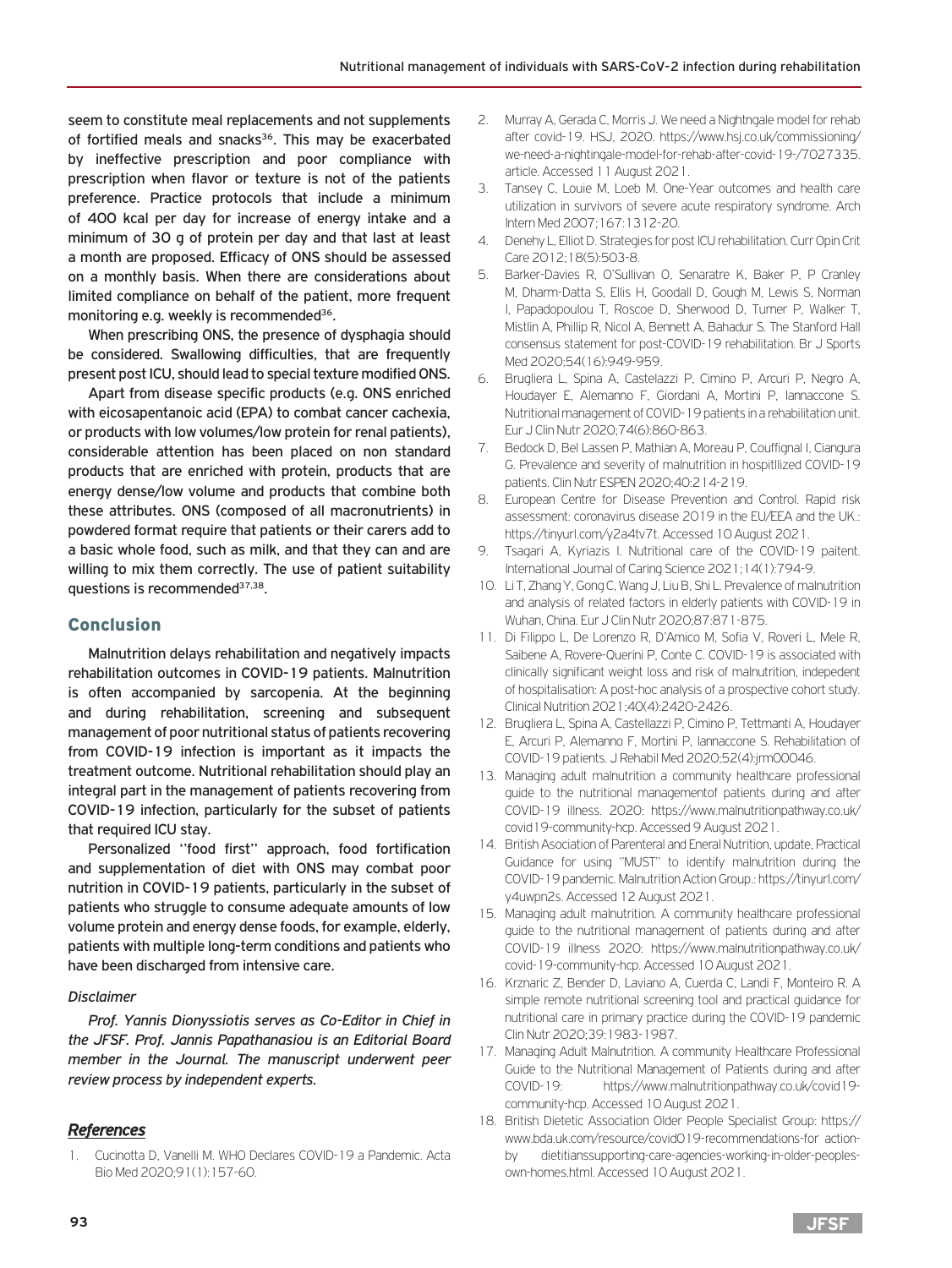seem to constitute meal replacements and not supplements of fortified meals and snacks[36]. This may be exacerbated by ineffective prescription and poor compliance with prescription when flavor or texture is not of the patients preference. Practice protocols that include a minimum of 400 kcal per day for increase of energy intake and a minimum of 30 g of protein per day and that last at least a month are proposed. Efficacy of ONS should be assessed on a monthly basis. When there are considerations about limited compliance on behalf of the patient, more frequent monitoring e.g. weekly is recommended[36].

When prescribing ONS, the presence of dysphagia should be considered. Swallowing difficulties, that are frequently present post ICU, should lead to special texture modified ONS.

Apart from disease specific products (e.g. ONS enriched with eicosapentanoic acid (EPA) to combat cancer cachexia, or products with low volumes/low protein for renal patients), considerable attention has been placed on non standard products that are enriched with protein, products that are energy dense/low volume and products that combine both these attributes. ONS (composed of all macronutrients) in powdered format require that patients or their carers add to a basic whole food, such as milk, and that they can and are willing to mix them correctly. The use of patient suitability questions is recommended[37,38].

## Conclusion

Malnutrition delays rehabilitation and negatively impacts rehabilitation outcomes in COVID-19 patients. Malnutrition is often accompanied by sarcopenia. At the beginning and during rehabilitation, screening and subsequent management of poor nutritional status of patients recovering from COVID-19 infection is important as it impacts the treatment outcome. Nutritional rehabilitation should play an integral part in the management of patients recovering from COVID-19 infection, particularly for the subset of patients that required ICU stay.

Personalized ''food first'' approach, food fortification and supplementation of diet with ONS may combat poor nutrition in COVID-19 patients, particularly in the subset of patients who struggle to consume adequate amounts of low volume protein and energy dense foods, for example, elderly, patients with multiple long-term conditions and patients who have been discharged from intensive care.

### *Disclaimer*

*Prof. Yannis Dionyssiotis serves as Co-Editor in Chief in the JFSF. Prof. Jannis Papathanasiou is an Editorial Board member in the Journal. The manuscript underwent peer review process by independent experts.*

## *References*

1. Cucinotta D, Vanelli M. WHO Declares COVID-19 a Pandemic. Acta Bio Med 2020;91(1):157-60.
2. Murray A, Gerada C, Morris J. We need a Nightngale model for rehab after covid-19. HSJ, 2020. https://www.hsj.co.uk/commissioning/we-need-a-nightingale-model-for-rehab-after-covid-19-/7027335.article. Accessed 11 August 2021.
3. Tansey C, Louie M, Loeb M. One-Year outcomes and health care utilization in survivors of severe acute respiratory syndrome. Arch Intern Med 2007;167:1312-20.
4. Denehy L, Elliot D. Strategies for post ICU rehabilitation. Curr Opin Crit Care 2012;18(5):503-8.
5. Barker-Davies R, O'Sullivan O, Senaratre K, Baker P, P Cranley M, Dharm-Datta S, Ellis H, Goodall D, Gough M, Lewis S, Norman I, Papadopoulou T, Roscoe D, Sherwood D, Turner P, Walker T, Mistlin A, Phillip R, Nicol A, Bennett A, Bahadur S. The Stanford Hall consensus statement for post-COVID-19 rehabilitation. Br J Sports Med 2020;54(16):949-959.
6. Brugliera L, Spina A, Castelazzi P, Cimino P, Arcuri P, Negro A, Houdayer E, Alemanno F, Giordani A, Mortini P, Iannaccone S. Nutritional management of COVID-19 patients in a rehabilitation unit. Eur J Clin Nutr 2020;74(6):860-863.
7. Bedock D, Bel Lassen P, Mathian A, Moreau P, Couffignal I, Ciangura G. Prevalence and severity of malnutrition in hospitllized COVID-19 patients. Clin Nutr ESPEN 2020;40:214-219.
8. European Centre for Disease Prevention and Control. Rapid risk assessment: coronavirus disease 2019 in the EU/EEA and the UK.: https://tinyurl.com/y2a4tv7t. Accessed 10 August 2021.
9. Tsagari A, Kyriazis I. Nutritional care of the COVID-19 paitent. International Journal of Caring Science 2021;14(1):794-9.
10. Li T, Zhang Y, Gong C, Wang J, Liu B, Shi L. Prevalence of malnutrition and analysis of related factors in elderly patients with COVID-19 in Wuhan, China. Eur J Clin Nutr 2020;87:871-875.
11. Di Filippo L, De Lorenzo R, D'Amico M, Sofia V, Roveri L, Mele R, Saibene A, Rovere-Querini P, Conte C. COVID-19 is associated with clinically significant weight loss and risk of malnutrition, indepedent of hospitalisation: A post-hoc analysis of a prospective cohort study. Clinical Nutrition 2021;40(4):2420-2426.
12. Brugliera L, Spina A, Castellazzi P, Cimino P, Tettmanti A, Houdayer E, Arcuri P, Alemanno F, Mortini P, Iannaccone S. Rehabilitation of COVID-19 patients. J Rehabil Med 2020;52(4):jrm00046.
13. Managing adult malnutrition a community healthcare professional guide to the nutritional managementof patients during and after COVID-19 illness. 2020: https://www.malnutritionpathway.co.uk/covid19-community-hcp. Accessed 9 August 2021.
14. British Asociation of Parenteral and Eneral Nutrition, update, Practical Guidance for using ''MUST'' to identify malnutrition during the COVID-19 pandemic. Malnutrition Action Group.: https://tinyurl.com/y4uwpn2s. Accessed 12 August 2021.
15. Managing adult malnutrition. A community healthcare professional guide to the nutritional management of patients during and after COVID-19 illness 2020: https://www.malnutritionpathway.co.uk/covid-19-community-hcp. Accessed 10 August 2021.
16. Krznaric Z, Bender D, Laviano A, Cuerda C, Landi F, Monteiro R. A simple remote nutritional screening tool and practical guidance for nutritional care in primary practice during the COVID-19 pandemic Clin Nutr 2020;39:1983-1987.
17. Managing Adult Malnutrition. A community Healthcare Professional Guide to the Nutritional Management of Patients during and after COVID-19: https://www.malnutritionpathway.co.uk/covid19-community-hcp. Accessed 10 August 2021.
18. British Dietetic Association Older People Specialist Group: https://www.bda.uk.com/resource/covid019-recommendations-for action-by dietitianssupporting-care-agencies-working-in-older-peoples-own-homes.html. Accessed 10 August 2021.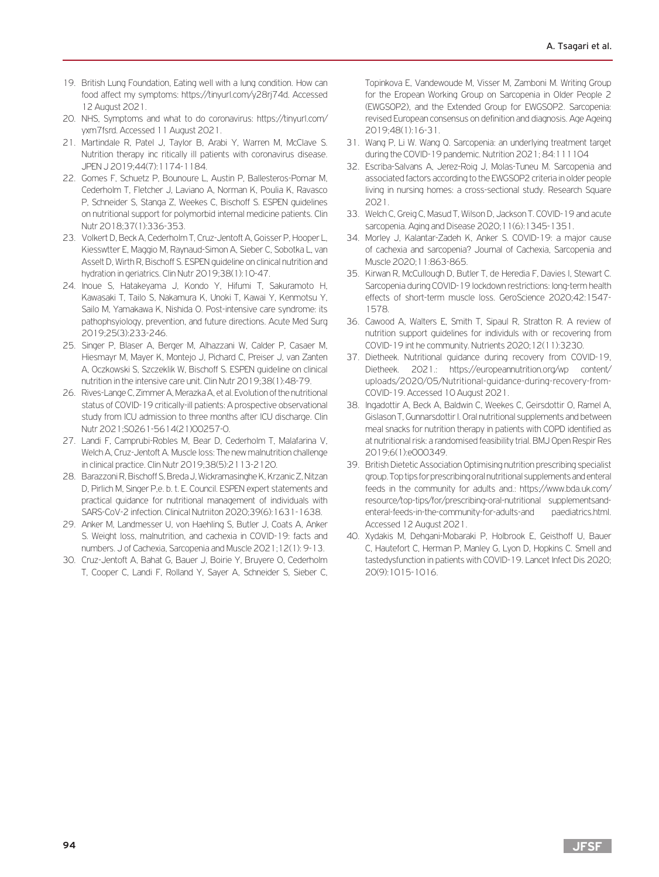19. British Lung Foundation, Eating well with a lung condition. How can food affect my symptoms: https://tinyurl.com/y28rj74d. Accessed 12 August 2021.
20. NHS, Symptoms and what to do coronavirus: https://tinyurl.com/yxm7fsrd. Accessed 11 August 2021.
21. Martindale R, Patel J, Taylor B, Arabi Y, Warren M, McClave S. Nutrition therapy inc ritically ill patients with coronavirus disease. JPEN J 2019;44(7):1174-1184.
22. Gomes F, Schuetz P, Bounoure L, Austin P, Ballesteros-Pomar M, Cederholm T, Fletcher J, Laviano A, Norman K, Poulia K, Ravasco P, Schneider S, Stanga Z, Weekes C, Bischoff S. ESPEN guidelines on nutritional support for polymorbid internal medicine patients. Clin Nutr 2018;37(1):336-353.
23. Volkert D, Beck A, Cederholm T, Cruz-Jentoft A, Goisser P, Hooper L, Kiesswtter E, Maggio M, Raynaud-Simon A, Sieber C, Sobotka L, van Asselt D, Wirth R, Bischoff S. ESPEN guideline on clinical nutrition and hydration in geriatrics. Clin Nutr 2019;38(1):10-47.
24. Inoue S, Hatakeyama J, Kondo Y, Hifumi T, Sakuramoto H, Kawasaki T, Tailo S, Nakamura K, Unoki T, Kawai Y, Kenmotsu Y, Sailo M, Yamakawa K, Nishida O. Post-intensive care syndrome: its pathophsyiology, prevention, and future directions. Acute Med Surg 2019;25(3):233-246.
25. Singer P, Blaser A, Berger M, Alhazzani W, Calder P, Casaer M, Hiesmayr M, Mayer K, Montejo J, Pichard C, Preiser J, van Zanten A, Oczkowski S, Szczeklik W, Bischoff S. ESPEN guideline on clinical nutrition in the intensive care unit. Clin Nutr 2019;38(1):48-79.
26. Rives-Lange C, Zimmer A, Merazka A, et al. Evolution of the nutritional status of COVID-19 critically-ill patients: A prospective observational study from ICU admission to three months after ICU discharge. Clin Nutr 2021;S0261-5614(21)00257-0.
27. Landi F, Camprubi-Robles M, Bear D, Cederholm T, Malafarina V, Welch A, Cruz-Jentoft A. Muscle loss: The new malnutrition challenge in clinical practice. Clin Nutr 2019;38(5):2113-2120.
28. Barazzoni R, Bischoff S, Breda J, Wickramasinghe K, Krzanic Z, Nitzan D, Pirlich M, Singer P,e. b. t. E. Council. ESPEN expert statements and practical guidance for nutritional management of individuals with SARS-CoV-2 infection. Clinical Nutriiton 2020;39(6):1631-1638.
29. Anker M, Landmesser U, von Haehling S, Butler J, Coats A, Anker S. Weight loss, malnutrition, and cachexia in COVID-19: facts and numbers. J of Cachexia, Sarcopenia and Muscle 2021;12(1): 9-13.
30. Cruz-Jentoft A, Bahat G, Bauer J, Boirie Y, Bruyere O, Cederholm T, Cooper C, Landi F, Rolland Y, Sayer A, Schneider S, Sieber C, Topinkova E, Vandewoude M, Visser M, Zamboni M. Writing Group for the Eropean Working Group on Sarcopenia in Older People 2 (EWGSOP2), and the Extended Group for EWGSOP2. Sarcopenia: revised European consensus on definition and diagnosis. Age Ageing 2019;48(1):16-31.
31. Wang P, Li W. Wang Q. Sarcopenia: an underlying treatment target during the COVID-19 pandemic. Nutrition 2021; 84:111104
32. Escriba-Salvans A, Jerez-Roig J, Molas-Tuneu M. Sarcopenia and associated factors according to the EWGSOP2 criteria in older people living in nursing homes: a cross-sectional study. Research Square 2021.
33. Welch C, Greig C, Masud T, Wilson D, Jackson T. COVID-19 and acute sarcopenia. Aging and Disease 2020;11(6):1345-1351.
34. Morley J, Kalantar-Zadeh K, Anker S. COVID-19: a major cause of cachexia and sarcopenia? Journal of Cachexia, Sarcopenia and Muscle 2020;11:863-865.
35. Kirwan R, McCullough D, Butler T, de Heredia F, Davies I, Stewart C. Sarcopenia during COVID-19 lockdown restrictions: long-term health effects of short-term muscle loss. GeroScience 2020;42:1547-1578.
36. Cawood A, Walters E, Smith T, Sipaul R, Stratton R. A review of nutrition support guidelines for individuals with or recovering from COVID-19 int he community. Nutrients 2020;12(11):3230.
37. Dietheek. Nutritional guidance during recovery from COVID-19, Dietheek. 2021.: https://europeannutrition.org/wp content/uploads/2020/05/Nutritional-guidance-during-recovery-from-COVID-19. Accessed 10 August 2021.
38. Ingadottir A, Beck A, Baldwin C, Weekes C, Geirsdottir O, Ramel A, Gislason T, Gunnarsdottir I. Oral nutritional supplements and between meal snacks for nutrition therapy in patients with COPD identified as at nutritional risk: a randomised feasibility trial. BMJ Open Respir Res 2019;6(1):e000349.
39. British Dietetic Association Optimising nutrition prescribing specialist group. Top tips for prescribing oral nutritional supplements and enteral feeds in the community for adults and.: https://www.bda.uk.com/resource/top-tips/for/prescribing-oral-nutritional supplementsand-enteral-feeds-in-the-community-for-adults-and paediatrics.html. Accessed 12 August 2021.
40. Xydakis M, Dehgani-Mobaraki P, Holbrook E, Geisthoff U, Bauer C, Hautefort C, Herman P, Manley G, Lyon D, Hopkins C. Smell and tastedysfunction in patients with COVID-19. Lancet Infect Dis 2020; 20(9):1015-1016.